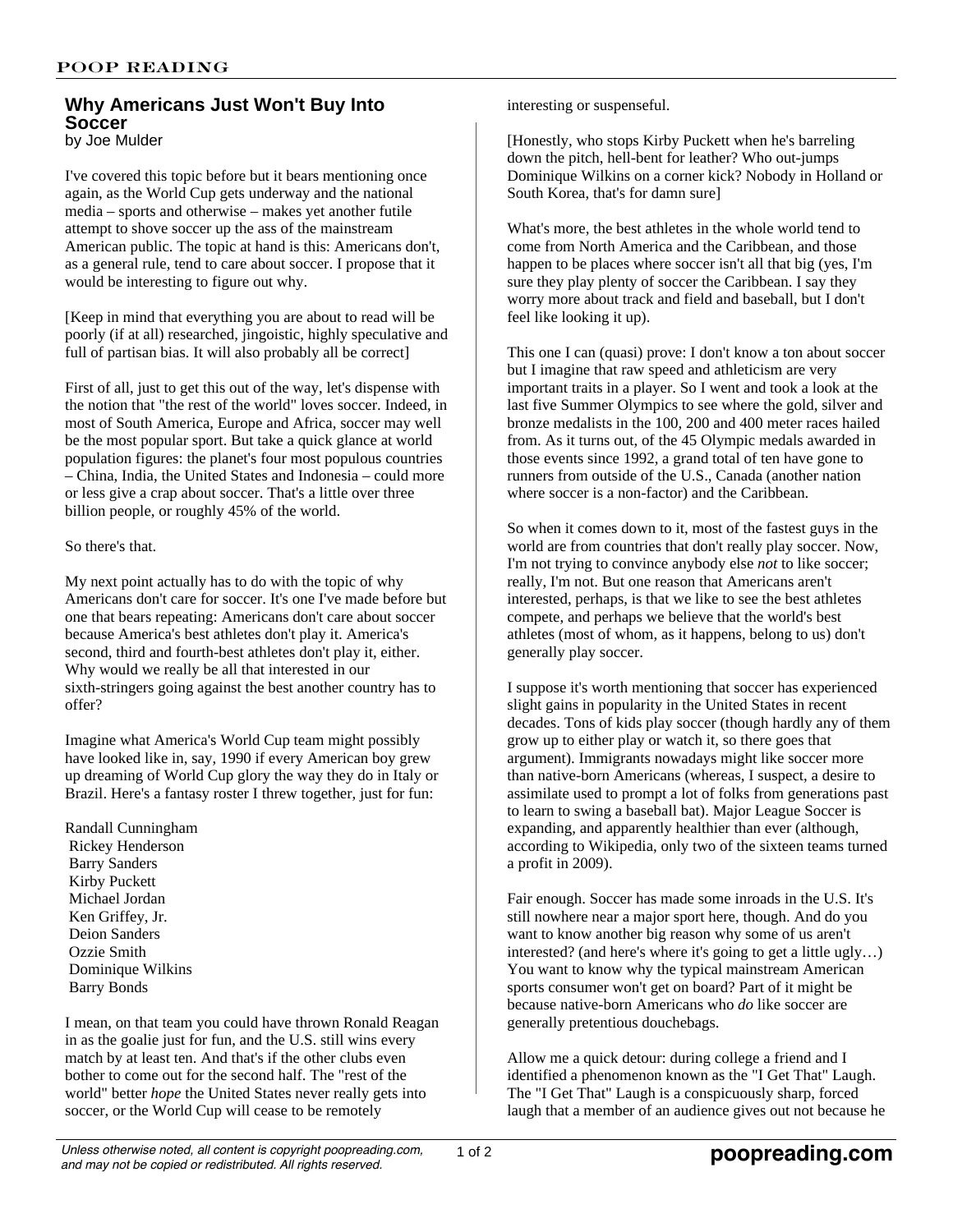# Why Americans Just Won't Buy Into Soccer

by Joe Mulder

I've covered this topic before but it bears mentioning once again, as the World Cup gets underway and the national media – sports and otherwise – makes yet another futile attempt to shove soccer up the ass of the mainstream American public. The topic at hand is this: Americans don't, as a general rule, tend to care about soccer. I propose that it would be interesting to figure out why.

[Keep in mind that everything you are about to read will be poorly (if at all) researched, jingoistic, highly speculative and full of partisan bias. It will also probably all be correct]

First of all, just to get this out of the way, let's dispense with the notion that "the rest of the world" loves soccer. Indeed, in most of South America, Europe and Africa, soccer may well be the most popular sport. But take a quick glance at world population figures: the planet's four most populous countries – China, India, the United States and Indonesia – could more or less give a crap about soccer. That's a little over three billion people, or roughly 45% of the world.

So there's that.

My next point actually has to do with the topic of why Americans don't care for soccer. It's one I've made before but one that bears repeating: Americans don't care about soccer because America's best athletes don't play it. America's second, third and fourth-best athletes don't play it, either. Why would we really be all that interested in our sixth-stringers going against the best another country has to offer?

Imagine what America's World Cup team might possibly have looked like in, say, 1990 if every American boy grew up dreaming of World Cup glory the way they do in Italy or Brazil. Here's a fantasy roster I threw together, just for fun:

Randall Cunningham
Rickey Henderson
Barry Sanders
Kirby Puckett
Michael Jordan
Ken Griffey, Jr.
Deion Sanders
Ozzie Smith
Dominique Wilkins
Barry Bonds

I mean, on that team you could have thrown Ronald Reagan in as the goalie just for fun, and the U.S. still wins every match by at least ten. And that's if the other clubs even bother to come out for the second half. The "rest of the world" better *hope* the United States never really gets into soccer, or the World Cup will cease to be remotely interesting or suspenseful.

[Honestly, who stops Kirby Puckett when he's barreling down the pitch, hell-bent for leather? Who out-jumps Dominique Wilkins on a corner kick? Nobody in Holland or South Korea, that's for damn sure]

What's more, the best athletes in the whole world tend to come from North America and the Caribbean, and those happen to be places where soccer isn't all that big (yes, I'm sure they play plenty of soccer the Caribbean. I say they worry more about track and field and baseball, but I don't feel like looking it up).

This one I can (quasi) prove: I don't know a ton about soccer but I imagine that raw speed and athleticism are very important traits in a player. So I went and took a look at the last five Summer Olympics to see where the gold, silver and bronze medalists in the 100, 200 and 400 meter races hailed from. As it turns out, of the 45 Olympic medals awarded in those events since 1992, a grand total of ten have gone to runners from outside of the U.S., Canada (another nation where soccer is a non-factor) and the Caribbean.

So when it comes down to it, most of the fastest guys in the world are from countries that don't really play soccer. Now, I'm not trying to convince anybody else *not* to like soccer; really, I'm not. But one reason that Americans aren't interested, perhaps, is that we like to see the best athletes compete, and perhaps we believe that the world's best athletes (most of whom, as it happens, belong to us) don't generally play soccer.

I suppose it's worth mentioning that soccer has experienced slight gains in popularity in the United States in recent decades. Tons of kids play soccer (though hardly any of them grow up to either play or watch it, so there goes that argument). Immigrants nowadays might like soccer more than native-born Americans (whereas, I suspect, a desire to assimilate used to prompt a lot of folks from generations past to learn to swing a baseball bat). Major League Soccer is expanding, and apparently healthier than ever (although, according to Wikipedia, only two of the sixteen teams turned a profit in 2009).

Fair enough. Soccer has made some inroads in the U.S. It's still nowhere near a major sport here, though. And do you want to know another big reason why some of us aren't interested? (and here's where it's going to get a little ugly…) You want to know why the typical mainstream American sports consumer won't get on board? Part of it might be because native-born Americans who *do* like soccer are generally pretentious douchebags.

Allow me a quick detour: during college a friend and I identified a phenomenon known as the "I Get That" Laugh. The "I Get That" Laugh is a conspicuously sharp, forced laugh that a member of an audience gives out not because he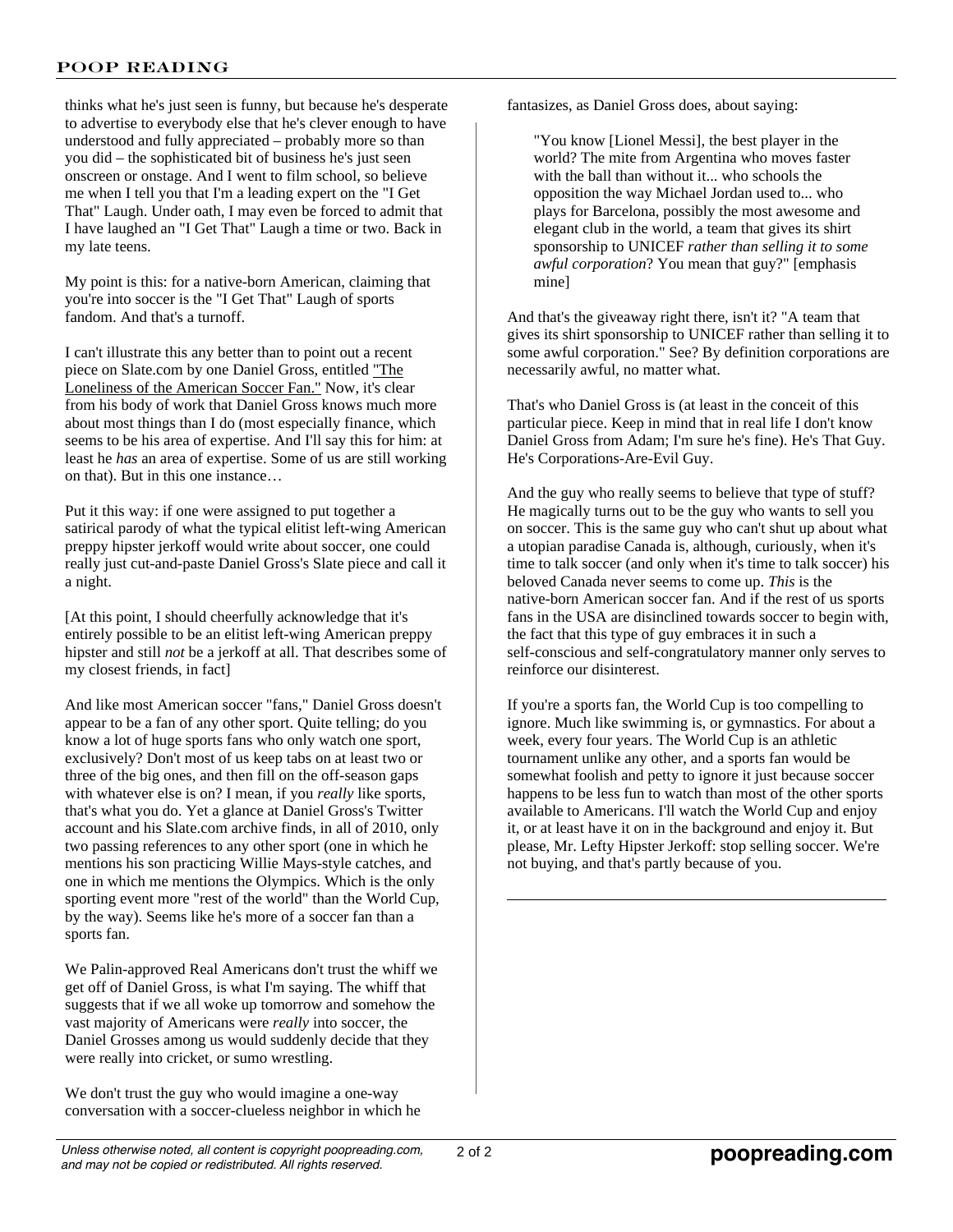thinks what he's just seen is funny, but because he's desperate to advertise to everybody else that he's clever enough to have understood and fully appreciated – probably more so than you did – the sophisticated bit of business he's just seen onscreen or onstage. And I went to film school, so believe me when I tell you that I'm a leading expert on the "I Get That" Laugh. Under oath, I may even be forced to admit that I have laughed an "I Get That" Laugh a time or two. Back in my late teens.

My point is this: for a native-born American, claiming that you're into soccer is the "I Get That" Laugh of sports fandom. And that's a turnoff.

I can't illustrate this any better than to point out a recent piece on Slate.com by one Daniel Gross, entitled "The Loneliness of the American Soccer Fan." Now, it's clear from his body of work that Daniel Gross knows much more about most things than I do (most especially finance, which seems to be his area of expertise. And I'll say this for him: at least he *has* an area of expertise. Some of us are still working on that). But in this one instance…

Put it this way: if one were assigned to put together a satirical parody of what the typical elitist left-wing American preppy hipster jerkoff would write about soccer, one could really just cut-and-paste Daniel Gross's Slate piece and call it a night.

[At this point, I should cheerfully acknowledge that it's entirely possible to be an elitist left-wing American preppy hipster and still *not* be a jerkoff at all. That describes some of my closest friends, in fact]

And like most American soccer "fans," Daniel Gross doesn't appear to be a fan of any other sport. Quite telling; do you know a lot of huge sports fans who only watch one sport, exclusively? Don't most of us keep tabs on at least two or three of the big ones, and then fill on the off-season gaps with whatever else is on? I mean, if you *really* like sports, that's what you do. Yet a glance at Daniel Gross's Twitter account and his Slate.com archive finds, in all of 2010, only two passing references to any other sport (one in which he mentions his son practicing Willie Mays-style catches, and one in which me mentions the Olympics. Which is the only sporting event more "rest of the world" than the World Cup, by the way). Seems like he's more of a soccer fan than a sports fan.

We Palin-approved Real Americans don't trust the whiff we get off of Daniel Gross, is what I'm saying. The whiff that suggests that if we all woke up tomorrow and somehow the vast majority of Americans were *really* into soccer, the Daniel Grosses among us would suddenly decide that they were really into cricket, or sumo wrestling.

We don't trust the guy who would imagine a one-way conversation with a soccer-clueless neighbor in which he fantasizes, as Daniel Gross does, about saying:

> "You know [Lionel Messi], the best player in the world? The mite from Argentina who moves faster with the ball than without it... who schools the opposition the way Michael Jordan used to... who plays for Barcelona, possibly the most awesome and elegant club in the world, a team that gives its shirt sponsorship to UNICEF *rather than selling it to some awful corporation*? You mean that guy?" [emphasis mine]

And that's the giveaway right there, isn't it? "A team that gives its shirt sponsorship to UNICEF rather than selling it to some awful corporation." See? By definition corporations are necessarily awful, no matter what.

That's who Daniel Gross is (at least in the conceit of this particular piece. Keep in mind that in real life I don't know Daniel Gross from Adam; I'm sure he's fine). He's That Guy. He's Corporations-Are-Evil Guy.

And the guy who really seems to believe that type of stuff? He magically turns out to be the guy who wants to sell you on soccer. This is the same guy who can't shut up about what a utopian paradise Canada is, although, curiously, when it's time to talk soccer (and only when it's time to talk soccer) his beloved Canada never seems to come up. *This* is the native-born American soccer fan. And if the rest of us sports fans in the USA are disinclined towards soccer to begin with, the fact that this type of guy embraces it in such a self-conscious and self-congratulatory manner only serves to reinforce our disinterest.

If you're a sports fan, the World Cup is too compelling to ignore. Much like swimming is, or gymnastics. For about a week, every four years. The World Cup is an athletic tournament unlike any other, and a sports fan would be somewhat foolish and petty to ignore it just because soccer happens to be less fun to watch than most of the other sports available to Americans. I'll watch the World Cup and enjoy it, or at least have it on in the background and enjoy it. But please, Mr. Lefty Hipster Jerkoff: stop selling soccer. We're not buying, and that's partly because of you.

---